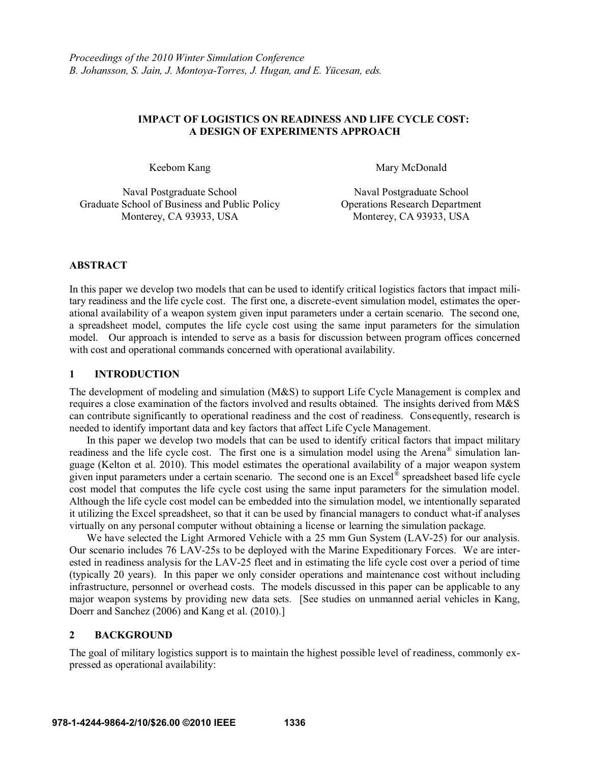*Proceedings of the 2010 Winter Simulation Conference*
*B. Johansson, S. Jain, J. Montoya-Torres, J. Hugan, and E. Yücesan, eds.*

# IMPACT OF LOGISTICS ON READINESS AND LIFE CYCLE COST: A DESIGN OF EXPERIMENTS APPROACH

Keebom Kang

Naval Postgraduate School
Graduate School of Business and Public Policy
Monterey, CA 93933, USA

Mary McDonald

Naval Postgraduate School
Operations Research Department
Monterey, CA 93933, USA

## ABSTRACT

In this paper we develop two models that can be used to identify critical logistics factors that impact military readiness and the life cycle cost. The first one, a discrete-event simulation model, estimates the operational availability of a weapon system given input parameters under a certain scenario. The second one, a spreadsheet model, computes the life cycle cost using the same input parameters for the simulation model. Our approach is intended to serve as a basis for discussion between program offices concerned with cost and operational commands concerned with operational availability.

## 1 INTRODUCTION

The development of modeling and simulation (M&S) to support Life Cycle Management is complex and requires a close examination of the factors involved and results obtained. The insights derived from M&S can contribute significantly to operational readiness and the cost of readiness. Consequently, research is needed to identify important data and key factors that affect Life Cycle Management.

In this paper we develop two models that can be used to identify critical factors that impact military readiness and the life cycle cost. The first one is a simulation model using the Arena® simulation language (Kelton et al. 2010). This model estimates the operational availability of a major weapon system given input parameters under a certain scenario. The second one is an Excel® spreadsheet based life cycle cost model that computes the life cycle cost using the same input parameters for the simulation model. Although the life cycle cost model can be embedded into the simulation model, we intentionally separated it utilizing the Excel spreadsheet, so that it can be used by financial managers to conduct what-if analyses virtually on any personal computer without obtaining a license or learning the simulation package.

We have selected the Light Armored Vehicle with a 25 mm Gun System (LAV-25) for our analysis. Our scenario includes 76 LAV-25s to be deployed with the Marine Expeditionary Forces. We are interested in readiness analysis for the LAV-25 fleet and in estimating the life cycle cost over a period of time (typically 20 years). In this paper we only consider operations and maintenance cost without including infrastructure, personnel or overhead costs. The models discussed in this paper can be applicable to any major weapon systems by providing new data sets. [See studies on unmanned aerial vehicles in Kang, Doerr and Sanchez (2006) and Kang et al. (2010).]

## 2 BACKGROUND

The goal of military logistics support is to maintain the highest possible level of readiness, commonly expressed as operational availability: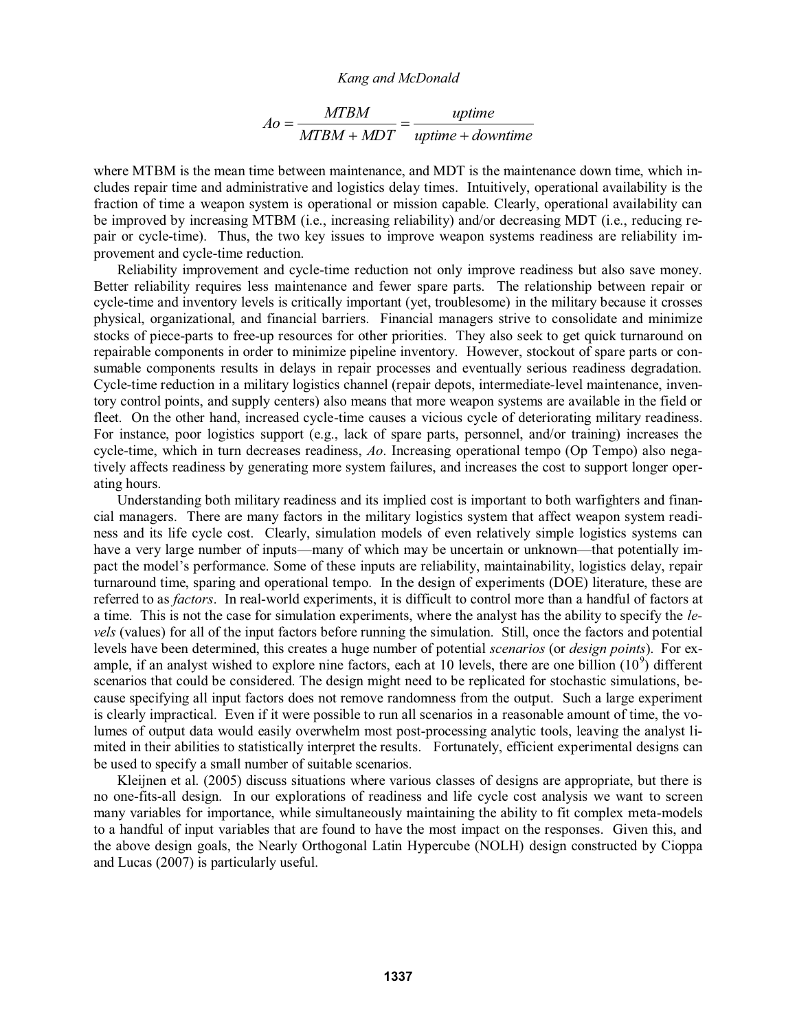$$Ao = \frac{MTBM}{MTBM + MDT} = \frac{uptime}{uptime + downtime}$$

where MTBM is the mean time between maintenance, and MDT is the maintenance down time, which includes repair time and administrative and logistics delay times. Intuitively, operational availability is the fraction of time a weapon system is operational or mission capable. Clearly, operational availability can be improved by increasing MTBM (i.e., increasing reliability) and/or decreasing MDT (i.e., reducing repair or cycle-time). Thus, the two key issues to improve weapon systems readiness are reliability improvement and cycle-time reduction.

Reliability improvement and cycle-time reduction not only improve readiness but also save money. Better reliability requires less maintenance and fewer spare parts. The relationship between repair or cycle-time and inventory levels is critically important (yet, troublesome) in the military because it crosses physical, organizational, and financial barriers. Financial managers strive to consolidate and minimize stocks of piece-parts to free-up resources for other priorities. They also seek to get quick turnaround on repairable components in order to minimize pipeline inventory. However, stockout of spare parts or consumable components results in delays in repair processes and eventually serious readiness degradation. Cycle-time reduction in a military logistics channel (repair depots, intermediate-level maintenance, inventory control points, and supply centers) also means that more weapon systems are available in the field or fleet. On the other hand, increased cycle-time causes a vicious cycle of deteriorating military readiness. For instance, poor logistics support (e.g., lack of spare parts, personnel, and/or training) increases the cycle-time, which in turn decreases readiness, *Ao*. Increasing operational tempo (Op Tempo) also negatively affects readiness by generating more system failures, and increases the cost to support longer operating hours.

Understanding both military readiness and its implied cost is important to both warfighters and financial managers. There are many factors in the military logistics system that affect weapon system readiness and its life cycle cost. Clearly, simulation models of even relatively simple logistics systems can have a very large number of inputs—many of which may be uncertain or unknown—that potentially impact the model's performance. Some of these inputs are reliability, maintainability, logistics delay, repair turnaround time, sparing and operational tempo. In the design of experiments (DOE) literature, these are referred to as *factors*. In real-world experiments, it is difficult to control more than a handful of factors at a time. This is not the case for simulation experiments, where the analyst has the ability to specify the *levels* (values) for all of the input factors before running the simulation. Still, once the factors and potential levels have been determined, this creates a huge number of potential *scenarios* (or *design points*). For example, if an analyst wished to explore nine factors, each at 10 levels, there are one billion ($10^9$) different scenarios that could be considered. The design might need to be replicated for stochastic simulations, because specifying all input factors does not remove randomness from the output. Such a large experiment is clearly impractical. Even if it were possible to run all scenarios in a reasonable amount of time, the volumes of output data would easily overwhelm most post-processing analytic tools, leaving the analyst limited in their abilities to statistically interpret the results. Fortunately, efficient experimental designs can be used to specify a small number of suitable scenarios.

Kleijnen et al. (2005) discuss situations where various classes of designs are appropriate, but there is no one-fits-all design. In our explorations of readiness and life cycle cost analysis we want to screen many variables for importance, while simultaneously maintaining the ability to fit complex meta-models to a handful of input variables that are found to have the most impact on the responses. Given this, and the above design goals, the Nearly Orthogonal Latin Hypercube (NOLH) design constructed by Cioppa and Lucas (2007) is particularly useful.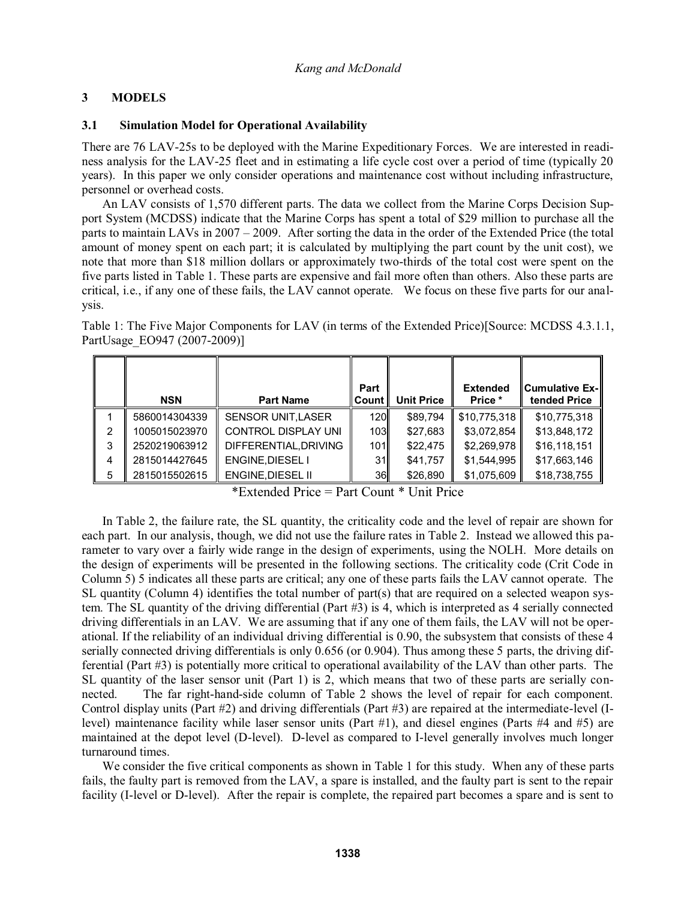## 3 MODELS

### 3.1 Simulation Model for Operational Availability

There are 76 LAV-25s to be deployed with the Marine Expeditionary Forces. We are interested in readiness analysis for the LAV-25 fleet and in estimating a life cycle cost over a period of time (typically 20 years). In this paper we only consider operations and maintenance cost without including infrastructure, personnel or overhead costs.

An LAV consists of 1,570 different parts. The data we collect from the Marine Corps Decision Support System (MCDSS) indicate that the Marine Corps has spent a total of $29 million to purchase all the parts to maintain LAVs in 2007 – 2009. After sorting the data in the order of the Extended Price (the total amount of money spent on each part; it is calculated by multiplying the part count by the unit cost), we note that more than $18 million dollars or approximately two-thirds of the total cost were spent on the five parts listed in Table 1. These parts are expensive and fail more often than others. Also these parts are critical, i.e., if any one of these fails, the LAV cannot operate. We focus on these five parts for our analysis.

Table 1: The Five Major Components for LAV (in terms of the Extended Price)[Source: MCDSS 4.3.1.1, PartUsage_EO947 (2007-2009)]

| | NSN | Part Name | Part Count | Unit Price | Extended Price * | Cumulative Extended Price |
|---|---|---|---|---|---|---|
| 1 | 5860014304339 | SENSOR UNIT,LASER | 120 | $89,794 | $10,775,318 | $10,775,318 |
| 2 | 1005015023970 | CONTROL DISPLAY UNI | 103 | $27,683 | $3,072,854 | $13,848,172 |
| 3 | 2520219063912 | DIFFERENTIAL,DRIVING | 101 | $22,475 | $2,269,978 | $16,118,151 |
| 4 | 2815014427645 | ENGINE,DIESEL I | 31 | $41,757 | $1,544,995 | $17,663,146 |
| 5 | 2815015502615 | ENGINE,DIESEL II | 36 | $26,890 | $1,075,609 | $18,738,755 |

*Extended Price = Part Count * Unit Price

In Table 2, the failure rate, the SL quantity, the criticality code and the level of repair are shown for each part. In our analysis, though, we did not use the failure rates in Table 2. Instead we allowed this parameter to vary over a fairly wide range in the design of experiments, using the NOLH. More details on the design of experiments will be presented in the following sections. The criticality code (Crit Code in Column 5) 5 indicates all these parts are critical; any one of these parts fails the LAV cannot operate. The SL quantity (Column 4) identifies the total number of part(s) that are required on a selected weapon system. The SL quantity of the driving differential (Part #3) is 4, which is interpreted as 4 serially connected driving differentials in an LAV. We are assuming that if any one of them fails, the LAV will not be operational. If the reliability of an individual driving differential is 0.90, the subsystem that consists of these 4 serially connected driving differentials is only 0.656 (or $0.90^4$). Thus among these 5 parts, the driving differential (Part #3) is potentially more critical to operational availability of the LAV than other parts. The SL quantity of the laser sensor unit (Part 1) is 2, which means that two of these parts are serially connected. The far right-hand-side column of Table 2 shows the level of repair for each component. Control display units (Part #2) and driving differentials (Part #3) are repaired at the intermediate-level (I-level) maintenance facility while laser sensor units (Part #1), and diesel engines (Parts #4 and #5) are maintained at the depot level (D-level). D-level as compared to I-level generally involves much longer turnaround times.

We consider the five critical components as shown in Table 1 for this study. When any of these parts fails, the faulty part is removed from the LAV, a spare is installed, and the faulty part is sent to the repair facility (I-level or D-level). After the repair is complete, the repaired part becomes a spare and is sent to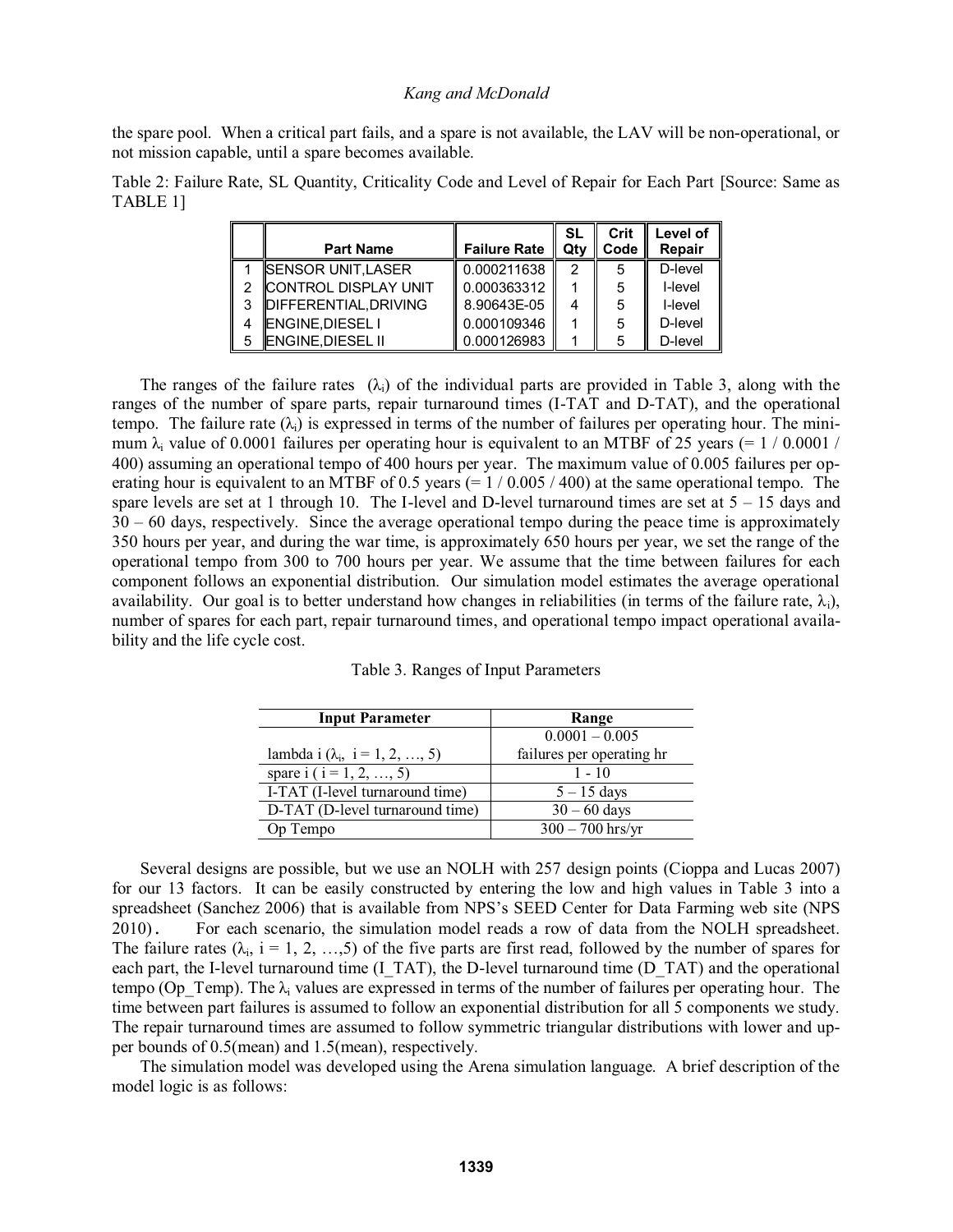the spare pool. When a critical part fails, and a spare is not available, the LAV will be non-operational, or not mission capable, until a spare becomes available.

Table 2: Failure Rate, SL Quantity, Criticality Code and Level of Repair for Each Part [Source: Same as TABLE 1]

| | Part Name | Failure Rate | SL Qty | Crit Code | Level of Repair |
|---|---|---|---|---|---|
| 1 | SENSOR UNIT,LASER | 0.000211638 | 2 | 5 | D-level |
| 2 | CONTROL DISPLAY UNIT | 0.000363312 | 1 | 5 | I-level |
| 3 | DIFFERENTIAL,DRIVING | 8.90643E-05 | 4 | 5 | I-level |
| 4 | ENGINE,DIESEL I | 0.000109346 | 1 | 5 | D-level |
| 5 | ENGINE,DIESEL II | 0.000126983 | 1 | 5 | D-level |

The ranges of the failure rates ($\lambda_i$) of the individual parts are provided in Table 3, along with the ranges of the number of spare parts, repair turnaround times (I-TAT and D-TAT), and the operational tempo. The failure rate ($\lambda_i$) is expressed in terms of the number of failures per operating hour. The minimum $\lambda_i$ value of 0.0001 failures per operating hour is equivalent to an MTBF of 25 years (= 1 / 0.0001 / 400) assuming an operational tempo of 400 hours per year. The maximum value of 0.005 failures per operating hour is equivalent to an MTBF of 0.5 years (= 1 / 0.005 / 400) at the same operational tempo. The spare levels are set at 1 through 10. The I-level and D-level turnaround times are set at 5 – 15 days and 30 – 60 days, respectively. Since the average operational tempo during the peace time is approximately 350 hours per year, and during the war time, is approximately 650 hours per year, we set the range of the operational tempo from 300 to 700 hours per year. We assume that the time between failures for each component follows an exponential distribution. Our simulation model estimates the average operational availability. Our goal is to better understand how changes in reliabilities (in terms of the failure rate, $\lambda_i$), number of spares for each part, repair turnaround times, and operational tempo impact operational availability and the life cycle cost.

Table 3. Ranges of Input Parameters

| Input Parameter | Range |
|---|---|
| lambda i ($\lambda_i$, i = 1, 2, …, 5) | 0.0001 – 0.005 failures per operating hr |
| spare i ( i = 1, 2, …, 5) | 1 - 10 |
| I-TAT (I-level turnaround time) | 5 – 15 days |
| D-TAT (D-level turnaround time) | 30 – 60 days |
| Op Tempo | 300 – 700 hrs/yr |

Several designs are possible, but we use an NOLH with 257 design points (Cioppa and Lucas 2007) for our 13 factors. It can be easily constructed by entering the low and high values in Table 3 into a spreadsheet (Sanchez 2006) that is available from NPS's SEED Center for Data Farming web site (NPS 2010). For each scenario, the simulation model reads a row of data from the NOLH spreadsheet. The failure rates ($\lambda_i$, i = 1, 2, …,5) of the five parts are first read, followed by the number of spares for each part, the I-level turnaround time (I_TAT), the D-level turnaround time (D_TAT) and the operational tempo (Op_Temp). The $\lambda_i$ values are expressed in terms of the number of failures per operating hour. The time between part failures is assumed to follow an exponential distribution for all 5 components we study. The repair turnaround times are assumed to follow symmetric triangular distributions with lower and upper bounds of 0.5(mean) and 1.5(mean), respectively.

The simulation model was developed using the Arena simulation language. A brief description of the model logic is as follows: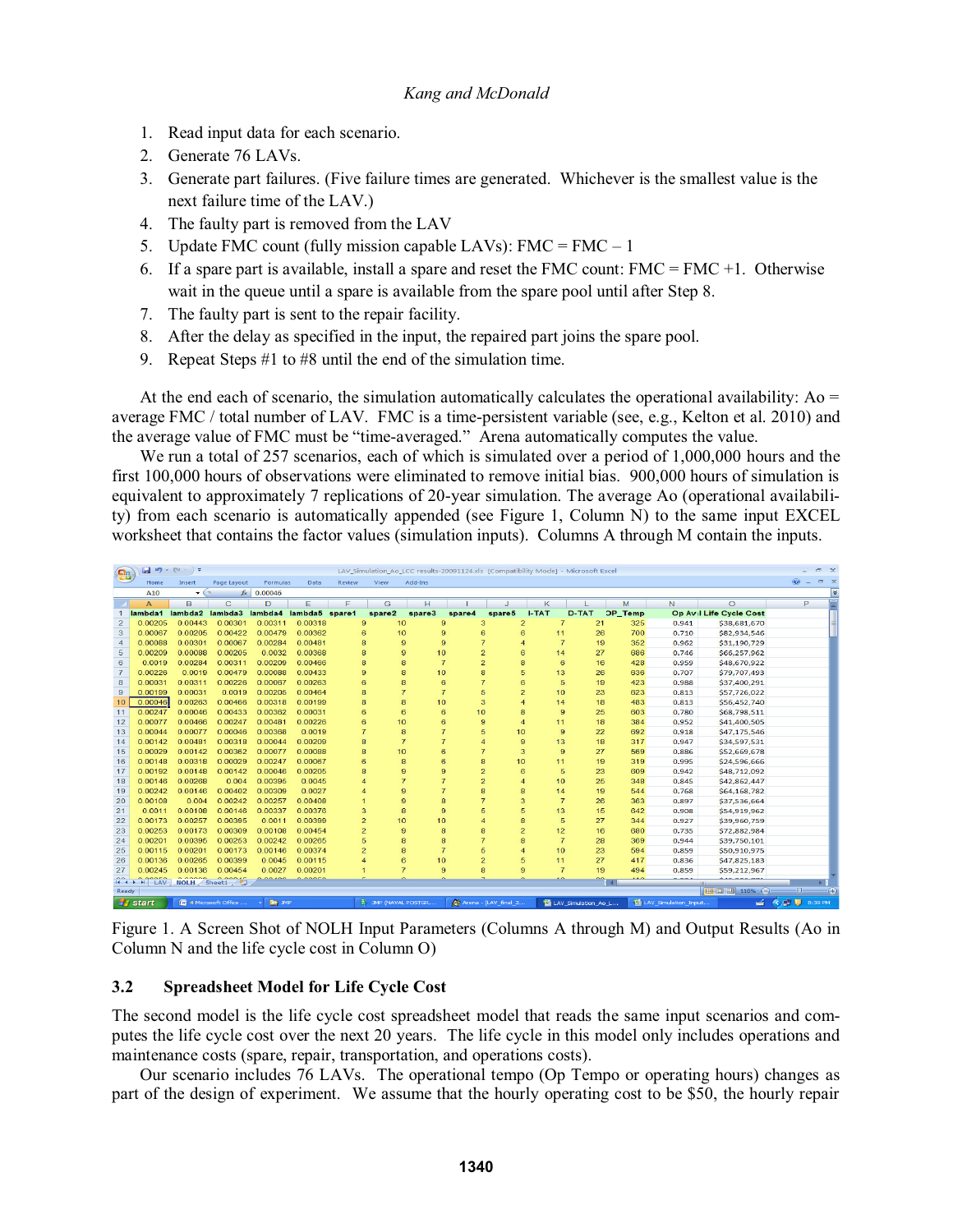1. Read input data for each scenario.
2. Generate 76 LAVs.
3. Generate part failures. (Five failure times are generated. Whichever is the smallest value is the next failure time of the LAV.)
4. The faulty part is removed from the LAV
5. Update FMC count (fully mission capable LAVs): FMC = FMC – 1
6. If a spare part is available, install a spare and reset the FMC count: FMC = FMC +1. Otherwise wait in the queue until a spare is available from the spare pool until after Step 8.
7. The faulty part is sent to the repair facility.
8. After the delay as specified in the input, the repaired part joins the spare pool.
9. Repeat Steps #1 to #8 until the end of the simulation time.

At the end each of scenario, the simulation automatically calculates the operational availability: Ao = average FMC / total number of LAV. FMC is a time-persistent variable (see, e.g., Kelton et al. 2010) and the average value of FMC must be "time-averaged." Arena automatically computes the value.

We run a total of 257 scenarios, each of which is simulated over a period of 1,000,000 hours and the first 100,000 hours of observations were eliminated to remove initial bias. 900,000 hours of simulation is equivalent to approximately 7 replications of 20-year simulation. The average Ao (operational availability) from each scenario is automatically appended (see Figure 1, Column N) to the same input EXCEL worksheet that contains the factor values (simulation inputs). Columns A through M contain the inputs.

| lambda1 | lambda2 | lambda3 | lambda4 | lambda5 | spare1 | spare2 | spare3 | spare4 | spare5 | I-TAT | D-TAT | OP_Temp | Op Avail | Life Cycle Cost |
|---|---|---|---|---|---|---|---|---|---|---|---|---|---|---|
| 0.00205 | 0.00443 | 0.00301 | 0.00311 | 0.00318 | 9 | 10 | 9 | 3 | 2 | 7 | 21 | 325 | 0.941 | $38,681,670 |
| 0.00067 | 0.00205 | 0.00422 | 0.00479 | 0.00362 | 6 | 10 | 9 | 6 | 6 | 11 | 26 | 700 | 0.710 | $82,934,546 |
| 0.00088 | 0.00301 | 0.00067 | 0.00284 | 0.00481 | 8 | 9 | 9 | 7 | 4 | 7 | 19 | 352 | 0.962 | $31,190,729 |
| 0.00209 | 0.00088 | 0.00205 | 0.0032 | 0.00368 | 8 | 9 | 10 | 2 | 6 | 14 | 27 | 686 | 0.746 | $66,257,962 |
| 0.0019 | 0.00284 | 0.00311 | 0.00209 | 0.00466 | 8 | 8 | 7 | 2 | 8 | 6 | 16 | 428 | 0.959 | $48,670,922 |
| 0.00226 | 0.0019 | 0.00479 | 0.00088 | 0.00433 | 9 | 8 | 10 | 8 | 5 | 13 | 26 | 636 | 0.707 | $79,707,493 |
| 0.00031 | 0.00311 | 0.00226 | 0.00067 | 0.00263 | 6 | 8 | 6 | 7 | 6 | 5 | 19 | 423 | 0.988 | $37,400,291 |
| 0.00199 | 0.00031 | 0.0019 | 0.00205 | 0.00464 | 8 | 7 | 7 | 5 | 2 | 10 | 23 | 623 | 0.813 | $57,726,022 |
| 0.00046 | 0.00263 | 0.00466 | 0.00318 | 0.00199 | 8 | 8 | 10 | 3 | 4 | 14 | 18 | 483 | 0.813 | $56,452,740 |
| 0.00247 | 0.00046 | 0.00433 | 0.00352 | 0.00031 | 6 | 6 | 6 | 10 | 8 | 9 | 25 | 603 | 0.780 | $68,798,511 |
| 0.00077 | 0.00466 | 0.00247 | 0.00481 | 0.00226 | 6 | 10 | 6 | 9 | 4 | 11 | 18 | 384 | 0.952 | $41,400,505 |
| 0.00044 | 0.00077 | 0.00046 | 0.00368 | 0.0019 | 7 | 8 | 7 | 5 | 10 | 9 | 22 | 692 | 0.918 | $47,175,546 |
| 0.00142 | 0.00481 | 0.00318 | 0.00044 | 0.00209 | 8 | 7 | 7 | 4 | 9 | 13 | 18 | 317 | 0.947 | $34,597,531 |
| 0.00029 | 0.00142 | 0.00362 | 0.00077 | 0.00088 | 8 | 10 | 6 | 7 | 3 | 9 | 27 | 569 | 0.886 | $52,669,678 |
| 0.00148 | 0.00318 | 0.00029 | 0.00247 | 0.00067 | 6 | 8 | 6 | 8 | 10 | 11 | 19 | 319 | 0.995 | $24,596,666 |
| 0.00192 | 0.00148 | 0.00142 | 0.00046 | 0.00205 | 8 | 9 | 9 | 2 | 6 | 5 | 23 | 609 | 0.942 | $48,712,092 |
| 0.00146 | 0.00268 | 0.004 | 0.00395 | 0.0045 | 4 | 7 | 7 | 2 | 4 | 10 | 25 | 348 | 0.845 | $42,862,447 |
| 0.00242 | 0.00146 | 0.00402 | 0.00309 | 0.0027 | 4 | 9 | 7 | 8 | 8 | 14 | 19 | 544 | 0.768 | $64,168,782 |
| 0.00108 | 0.004 | 0.00242 | 0.00257 | 0.00408 | 1 | 9 | 8 | 7 | 3 | 7 | 26 | 363 | 0.897 | $37,536,664 |
| 0.0011 | 0.00108 | 0.00146 | 0.00337 | 0.00376 | 3 | 8 | 9 | 5 | 5 | 13 | 15 | 642 | 0.908 | $54,919,962 |
| 0.00173 | 0.00257 | 0.00365 | 0.0011 | 0.00399 | 2 | 10 | 10 | 4 | 8 | 5 | 27 | 344 | 0.927 | $39,960,759 |
| 0.00253 | 0.00173 | 0.00309 | 0.00108 | 0.00454 | 2 | 9 | 8 | 8 | 2 | 12 | 16 | 680 | 0.735 | $72,882,984 |
| 0.00201 | 0.00395 | 0.00253 | 0.00242 | 0.00265 | 5 | 8 | 8 | 7 | 8 | 7 | 28 | 369 | 0.944 | $39,750,101 |
| 0.00115 | 0.00201 | 0.00173 | 0.00146 | 0.00374 | 2 | 8 | 7 | 6 | 4 | 10 | 23 | 594 | 0.859 | $50,910,975 |
| 0.00136 | 0.00265 | 0.00399 | 0.0045 | 0.00115 | 4 | 6 | 10 | 2 | 5 | 11 | 27 | 417 | 0.836 | $47,825,183 |
| 0.00245 | 0.00136 | 0.00454 | 0.0027 | 0.00201 | 1 | 7 | 9 | 8 | 9 | 7 | 19 | 494 | 0.859 | $59,212,967 |

Figure 1. A Screen Shot of NOLH Input Parameters (Columns A through M) and Output Results (Ao in Column N and the life cycle cost in Column O)

## 3.2 Spreadsheet Model for Life Cycle Cost

The second model is the life cycle cost spreadsheet model that reads the same input scenarios and computes the life cycle cost over the next 20 years. The life cycle in this model only includes operations and maintenance costs (spare, repair, transportation, and operations costs).

Our scenario includes 76 LAVs. The operational tempo (Op Tempo or operating hours) changes as part of the design of experiment. We assume that the hourly operating cost to be $50, the hourly repair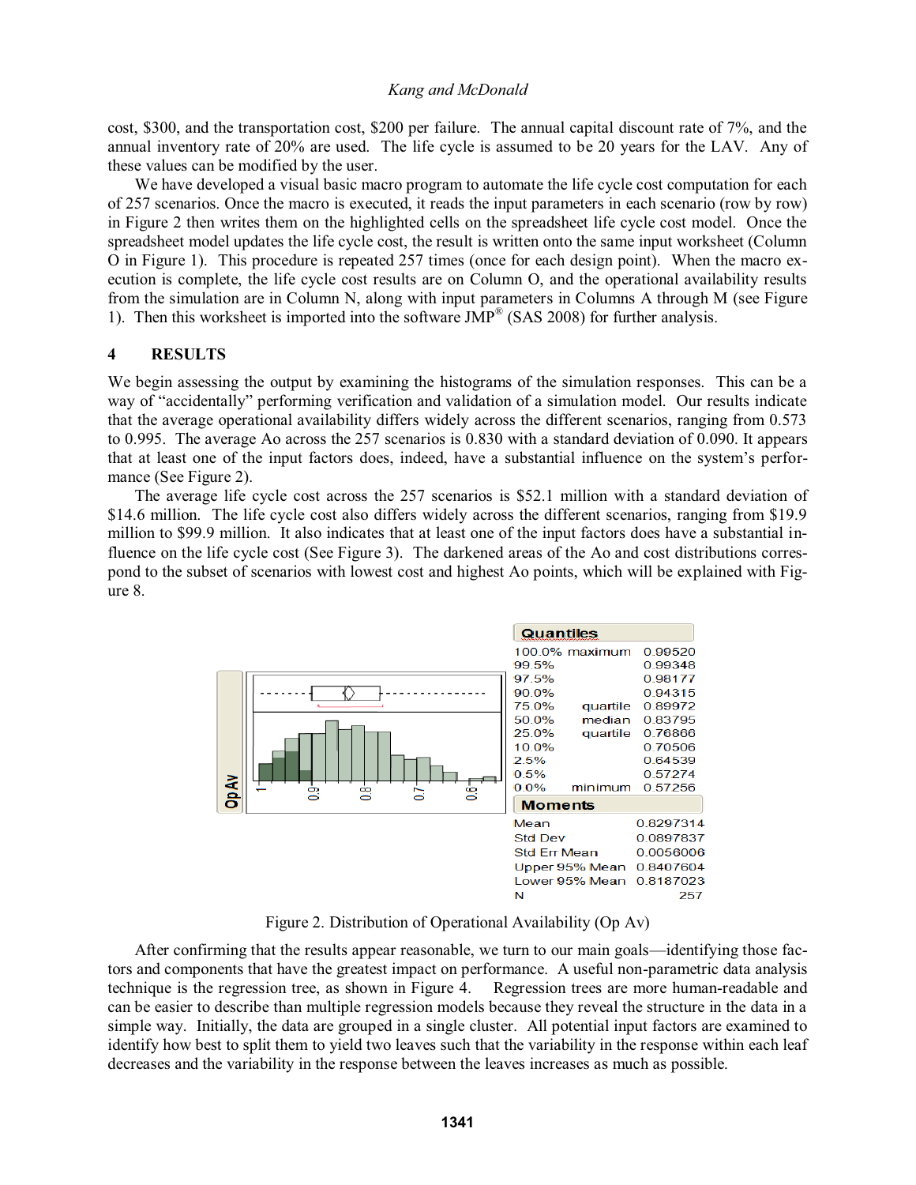cost, $300, and the transportation cost, $200 per failure. The annual capital discount rate of 7%, and the annual inventory rate of 20% are used. The life cycle is assumed to be 20 years for the LAV. Any of these values can be modified by the user.

We have developed a visual basic macro program to automate the life cycle cost computation for each of 257 scenarios. Once the macro is executed, it reads the input parameters in each scenario (row by row) in Figure 2 then writes them on the highlighted cells on the spreadsheet life cycle cost model. Once the spreadsheet model updates the life cycle cost, the result is written onto the same input worksheet (Column O in Figure 1). This procedure is repeated 257 times (once for each design point). When the macro execution is complete, the life cycle cost results are on Column O, and the operational availability results from the simulation are in Column N, along with input parameters in Columns A through M (see Figure 1). Then this worksheet is imported into the software JMP® (SAS 2008) for further analysis.

## 4 RESULTS

We begin assessing the output by examining the histograms of the simulation responses. This can be a way of "accidentally" performing verification and validation of a simulation model. Our results indicate that the average operational availability differs widely across the different scenarios, ranging from 0.573 to 0.995. The average Ao across the 257 scenarios is 0.830 with a standard deviation of 0.090. It appears that at least one of the input factors does, indeed, have a substantial influence on the system's performance (See Figure 2).

The average life cycle cost across the 257 scenarios is $52.1 million with a standard deviation of $14.6 million. The life cycle cost also differs widely across the different scenarios, ranging from $19.9 million to $99.9 million. It also indicates that at least one of the input factors does have a substantial influence on the life cycle cost (See Figure 3). The darkened areas of the Ao and cost distributions correspond to the subset of scenarios with lowest cost and highest Ao points, which will be explained with Figure 8.

**Quantiles**

| | | |
|---|---|---|
| 100.0% | maximum | 0.99520 |
| 99.5% | | 0.99348 |
| 97.5% | | 0.98177 |
| 90.0% | | 0.94315 |
| 75.0% | quartile | 0.89972 |
| 50.0% | median | 0.83795 |
| 25.0% | quartile | 0.76866 |
| 10.0% | | 0.70506 |
| 2.5% | | 0.64539 |
| 0.5% | | 0.57274 |
| 0.0% | minimum | 0.57256 |

**Moments**

| | |
|---|---|
| Mean | 0.8297314 |
| Std Dev | 0.0897837 |
| Std Err Mean | 0.0056006 |
| Upper 95% Mean | 0.8407604 |
| Lower 95% Mean | 0.8187023 |
| N | 257 |

Figure 2. Distribution of Operational Availability (Op Av)

After confirming that the results appear reasonable, we turn to our main goals—identifying those factors and components that have the greatest impact on performance. A useful non-parametric data analysis technique is the regression tree, as shown in Figure 4. Regression trees are more human-readable and can be easier to describe than multiple regression models because they reveal the structure in the data in a simple way. Initially, the data are grouped in a single cluster. All potential input factors are examined to identify how best to split them to yield two leaves such that the variability in the response within each leaf decreases and the variability in the response between the leaves increases as much as possible.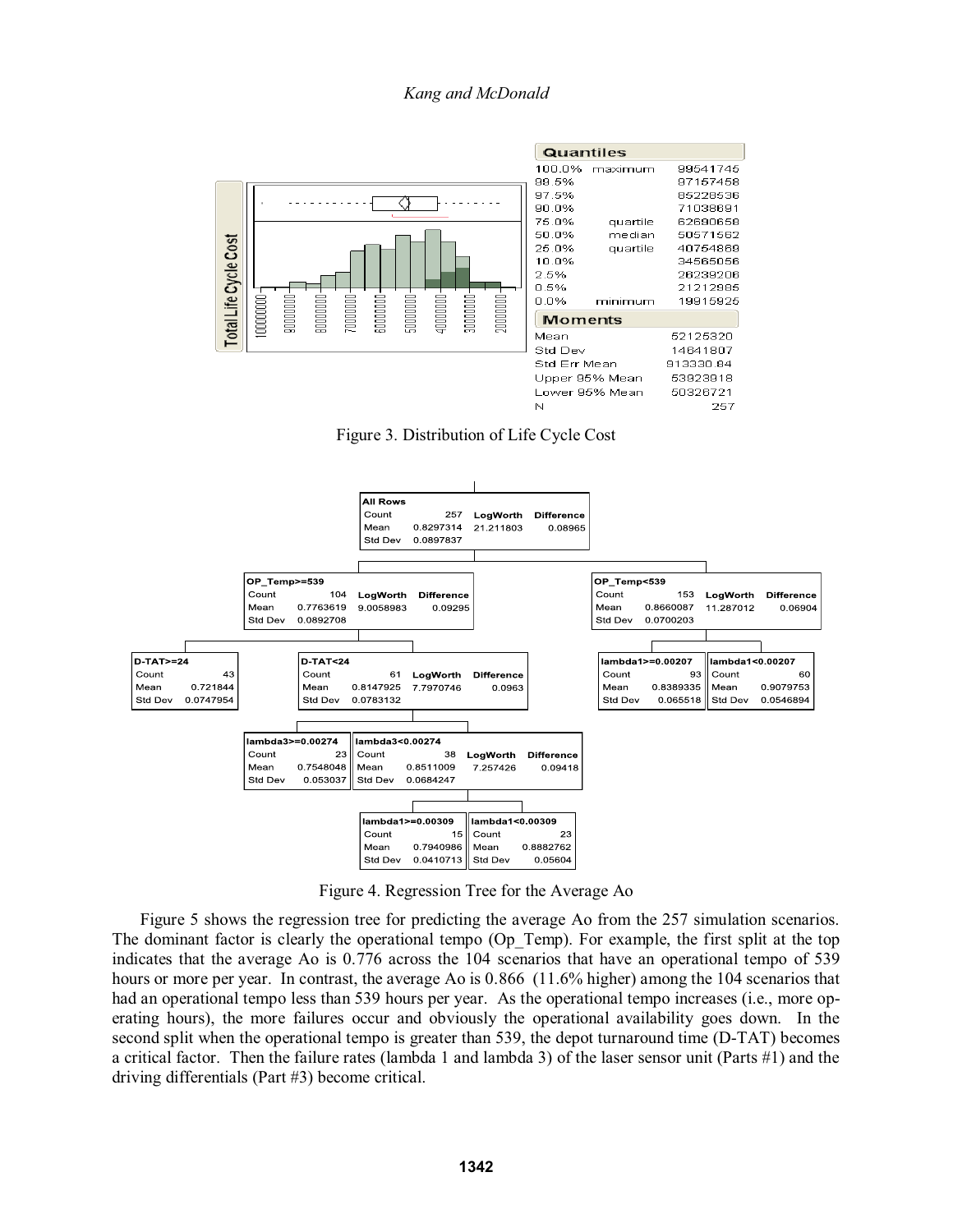**Quantiles**

| | | |
|---|---|---|
| 100.0% | maximum | 99541745 |
| 99.5% | | 97157458 |
| 97.5% | | 85228536 |
| 90.0% | | 71038691 |
| 75.0% | quartile | 62690658 |
| 50.0% | median | 50571562 |
| 25.0% | quartile | 40754869 |
| 10.0% | | 34565056 |
| 2.5% | | 26239206 |
| 0.5% | | 21212985 |
| 0.0% | minimum | 19915925 |

**Moments**

| | |
|---|---|
| Mean | 52125320 |
| Std Dev | 14641807 |
| Std Err Mean | 913330.84 |
| Upper 95% Mean | 53923918 |
| Lower 95% Mean | 50326721 |
| N | 257 |

Figure 3. Distribution of Life Cycle Cost

| Node | Count | Mean | Std Dev | LogWorth | Difference |
|---|---|---|---|---|---|
| All Rows | 257 | 0.8297314 | 0.0897837 | 21.211803 | 0.08965 |
| OP_Temp>=539 | 104 | 0.7763619 | 0.0892708 | 9.0058983 | 0.09295 |
| OP_Temp<539 | 153 | 0.8660087 | 0.0700203 | 11.287012 | 0.06904 |
| D-TAT>=24 | 43 | 0.721844 | 0.0747954 | | |
| D-TAT<24 | 61 | 0.8147925 | 0.0783132 | 7.7970746 | 0.0963 |
| lambda1>=0.00207 | 93 | 0.8389335 | 0.065518 | | |
| lambda1<0.00207 | 60 | 0.9079753 | 0.0546894 | | |
| lambda3>=0.00274 | 23 | 0.7548048 | 0.053037 | | |
| lambda3<0.00274 | 38 | 0.8511009 | 0.0684247 | 7.257426 | 0.09418 |
| lambda1>=0.00309 | 15 | 0.7940986 | 0.0410713 | | |
| lambda1<0.00309 | 23 | 0.8882762 | 0.05604 | | |

Figure 4. Regression Tree for the Average Ao

Figure 5 shows the regression tree for predicting the average Ao from the 257 simulation scenarios. The dominant factor is clearly the operational tempo (Op_Temp). For example, the first split at the top indicates that the average Ao is 0.776 across the 104 scenarios that have an operational tempo of 539 hours or more per year. In contrast, the average Ao is 0.866 (11.6% higher) among the 104 scenarios that had an operational tempo less than 539 hours per year. As the operational tempo increases (i.e., more operating hours), the more failures occur and obviously the operational availability goes down. In the second split when the operational tempo is greater than 539, the depot turnaround time (D-TAT) becomes a critical factor. Then the failure rates (lambda 1 and lambda 3) of the laser sensor unit (Parts #1) and the driving differentials (Part #3) become critical.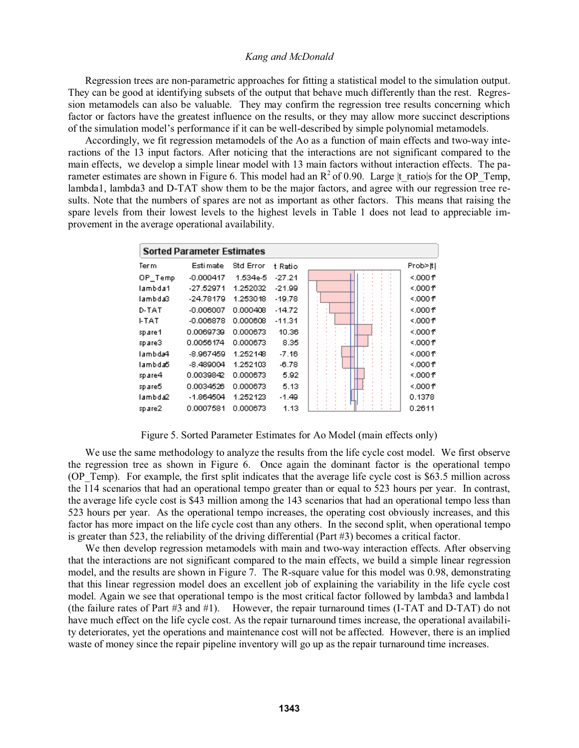Regression trees are non-parametric approaches for fitting a statistical model to the simulation output. They can be good at identifying subsets of the output that behave much differently than the rest. Regression metamodels can also be valuable. They may confirm the regression tree results concerning which factor or factors have the greatest influence on the results, or they may allow more succinct descriptions of the simulation model's performance if it can be well-described by simple polynomial metamodels.

Accordingly, we fit regression metamodels of the Ao as a function of main effects and two-way interactions of the 13 input factors. After noticing that the interactions are not significant compared to the main effects, we develop a simple linear model with 13 main factors without interaction effects. The parameter estimates are shown in Figure 6. This model had an $R^2$ of 0.90. Large |t_ratio|s for the OP_Temp, lambda1, lambda3 and D-TAT show them to be the major factors, and agree with our regression tree results. Note that the numbers of spares are not as important as other factors. This means that raising the spare levels from their lowest levels to the highest levels in Table 1 does not lead to appreciable improvement in the average operational availability.

**Sorted Parameter Estimates**

| Term | Estimate | Std Error | t Ratio | Prob>\|t\| |
|---|---|---|---|---|
| OP_Temp | -0.000417 | 1.534e-5 | -27.21 | <.0001* |
| lambda1 | -27.52971 | 1.252032 | -21.99 | <.0001* |
| lambda3 | -24.78179 | 1.253018 | -19.78 | <.0001* |
| D-TAT | -0.006007 | 0.000408 | -14.72 | <.0001* |
| I-TAT | -0.006878 | 0.000608 | -11.31 | <.0001* |
| spare1 | 0.0069739 | 0.000673 | 10.36 | <.0001* |
| spare3 | 0.0056174 | 0.000673 | 8.35 | <.0001* |
| lambda4 | -8.967459 | 1.252148 | -7.16 | <.0001* |
| lambda5 | -8.489004 | 1.252103 | -6.78 | <.0001* |
| spare4 | 0.0039842 | 0.000673 | 5.92 | <.0001* |
| spare5 | 0.0034526 | 0.000673 | 5.13 | <.0001* |
| lambda2 | -1.864504 | 1.252123 | -1.49 | 0.1378 |
| spare2 | 0.0007581 | 0.000673 | 1.13 | 0.2611 |

Figure 5. Sorted Parameter Estimates for Ao Model (main effects only)

We use the same methodology to analyze the results from the life cycle cost model. We first observe the regression tree as shown in Figure 6. Once again the dominant factor is the operational tempo (OP_Temp). For example, the first split indicates that the average life cycle cost is \$63.5 million across the 114 scenarios that had an operational tempo greater than or equal to 523 hours per year. In contrast, the average life cycle cost is \$43 million among the 143 scenarios that had an operational tempo less than 523 hours per year. As the operational tempo increases, the operating cost obviously increases, and this factor has more impact on the life cycle cost than any others. In the second split, when operational tempo is greater than 523, the reliability of the driving differential (Part #3) becomes a critical factor.

We then develop regression metamodels with main and two-way interaction effects. After observing that the interactions are not significant compared to the main effects, we build a simple linear regression model, and the results are shown in Figure 7. The R-square value for this model was 0.98, demonstrating that this linear regression model does an excellent job of explaining the variability in the life cycle cost model. Again we see that operational tempo is the most critical factor followed by lambda3 and lambda1 (the failure rates of Part #3 and #1). However, the repair turnaround times (I-TAT and D-TAT) do not have much effect on the life cycle cost. As the repair turnaround times increase, the operational availability deteriorates, yet the operations and maintenance cost will not be affected. However, there is an implied waste of money since the repair pipeline inventory will go up as the repair turnaround time increases.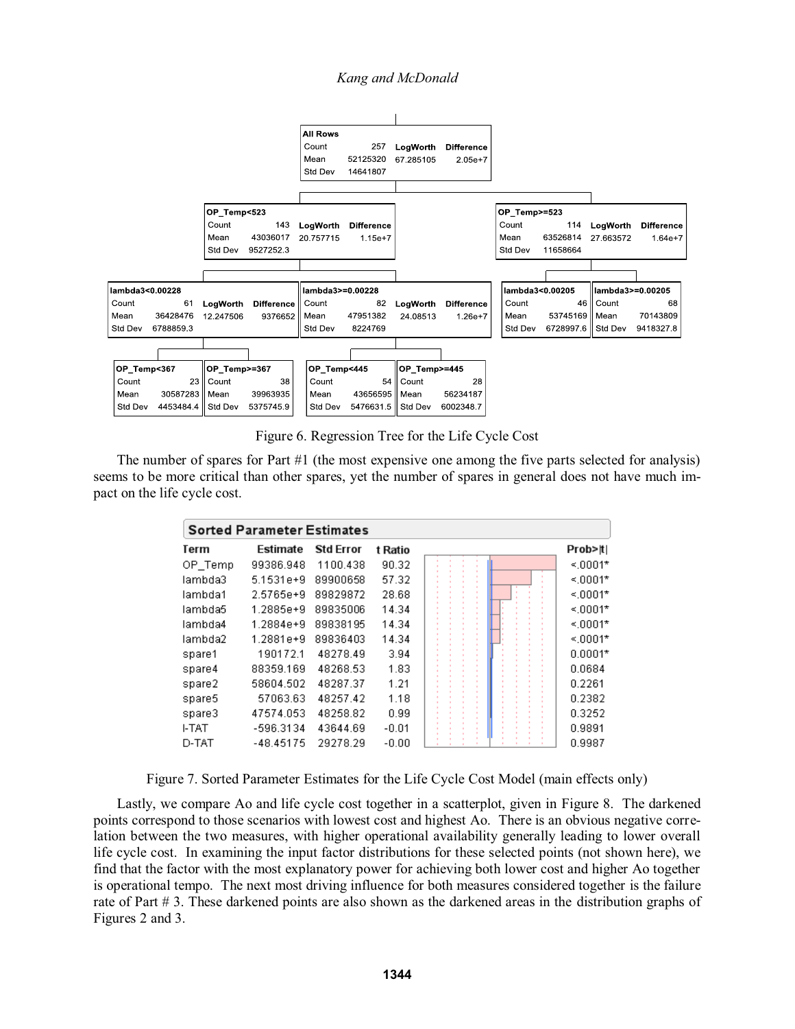| All Rows | | | |
|---|---|---|---|
| Count | 257 | LogWorth | Difference |
| Mean | 52125320 | 67.285105 | 2.05e+7 |
| Std Dev | 14641807 | | |

| OP_Temp<523 | | | |
|---|---|---|---|
| Count | 143 | LogWorth | Difference |
| Mean | 43036017 | 20.757715 | 1.15e+7 |
| Std Dev | 9527252.3 | | |

| OP_Temp>=523 | | | |
|---|---|---|---|
| Count | 114 | LogWorth | Difference |
| Mean | 63526814 | 27.663572 | 1.64e+7 |
| Std Dev | 11658664 | | |

| lambda3<0.00228 | | | |
|---|---|---|---|
| Count | 61 | LogWorth | Difference |
| Mean | 36428476 | 12.247506 | 9376652 |
| Std Dev | 6788859.3 | | |

| lambda3>=0.00228 | | | |
|---|---|---|---|
| Count | 82 | LogWorth | Difference |
| Mean | 47951382 | 24.08513 | 1.26e+7 |
| Std Dev | 8224769 | | |

| lambda3<0.00205 | |
|---|---|
| Count | 46 |
| Mean | 53745169 |
| Std Dev | 6728997.6 |

| lambda3>=0.00205 | |
|---|---|
| Count | 68 |
| Mean | 70143809 |
| Std Dev | 9418327.8 |

| OP_Temp<367 | |
|---|---|
| Count | 23 |
| Mean | 30587283 |
| Std Dev | 4453484.4 |

| OP_Temp>=367 | |
|---|---|
| Count | 38 |
| Mean | 39963935 |
| Std Dev | 5375745.9 |

| OP_Temp<445 | |
|---|---|
| Count | 54 |
| Mean | 43656595 |
| Std Dev | 5476631.5 |

| OP_Temp>=445 | |
|---|---|
| Count | 28 |
| Mean | 56234187 |
| Std Dev | 6002348.7 |

Figure 6. Regression Tree for the Life Cycle Cost

The number of spares for Part #1 (the most expensive one among the five parts selected for analysis) seems to be more critical than other spares, yet the number of spares in general does not have much impact on the life cycle cost.

**Sorted Parameter Estimates**

| Term | Estimate | Std Error | t Ratio | Prob>\|t\| |
|---|---|---|---|---|
| OP_Temp | 99386.948 | 1100.438 | 90.32 | <.0001* |
| lambda3 | 5.1531e+9 | 89900658 | 57.32 | <.0001* |
| lambda1 | 2.5765e+9 | 89829872 | 28.68 | <.0001* |
| lambda5 | 1.2885e+9 | 89835006 | 14.34 | <.0001* |
| lambda4 | 1.2884e+9 | 89838195 | 14.34 | <.0001* |
| lambda2 | 1.2881e+9 | 89836403 | 14.34 | <.0001* |
| spare1 | 190172.1 | 48278.49 | 3.94 | 0.0001* |
| spare4 | 88359.169 | 48268.53 | 1.83 | 0.0684 |
| spare2 | 58604.502 | 48287.37 | 1.21 | 0.2261 |
| spare5 | 57063.63 | 48257.42 | 1.18 | 0.2382 |
| spare3 | 47574.053 | 48258.82 | 0.99 | 0.3252 |
| I-TAT | -596.3134 | 43644.69 | -0.01 | 0.9891 |
| D-TAT | -48.45175 | 29278.29 | -0.00 | 0.9987 |

Figure 7. Sorted Parameter Estimates for the Life Cycle Cost Model (main effects only)

Lastly, we compare Ao and life cycle cost together in a scatterplot, given in Figure 8. The darkened points correspond to those scenarios with lowest cost and highest Ao. There is an obvious negative correlation between the two measures, with higher operational availability generally leading to lower overall life cycle cost. In examining the input factor distributions for these selected points (not shown here), we find that the factor with the most explanatory power for achieving both lower cost and higher Ao together is operational tempo. The next most driving influence for both measures considered together is the failure rate of Part # 3. These darkened points are also shown as the darkened areas in the distribution graphs of Figures 2 and 3.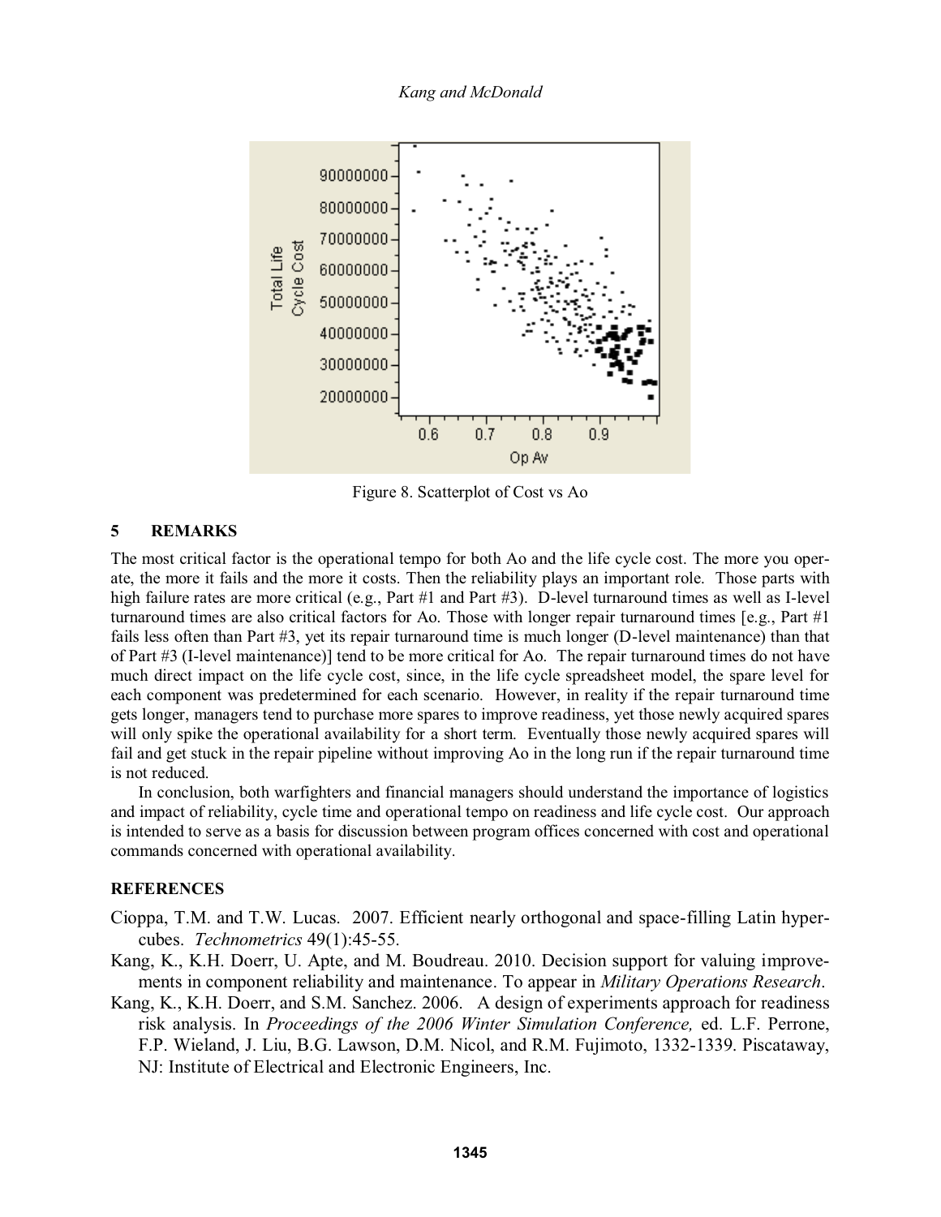Figure 8. Scatterplot of Cost vs Ao

## 5 REMARKS

The most critical factor is the operational tempo for both Ao and the life cycle cost. The more you operate, the more it fails and the more it costs. Then the reliability plays an important role. Those parts with high failure rates are more critical (e.g., Part #1 and Part #3). D-level turnaround times as well as I-level turnaround times are also critical factors for Ao. Those with longer repair turnaround times [e.g., Part #1 fails less often than Part #3, yet its repair turnaround time is much longer (D-level maintenance) than that of Part #3 (I-level maintenance)] tend to be more critical for Ao. The repair turnaround times do not have much direct impact on the life cycle cost, since, in the life cycle spreadsheet model, the spare level for each component was predetermined for each scenario. However, in reality if the repair turnaround time gets longer, managers tend to purchase more spares to improve readiness, yet those newly acquired spares will only spike the operational availability for a short term. Eventually those newly acquired spares will fail and get stuck in the repair pipeline without improving Ao in the long run if the repair turnaround time is not reduced.

In conclusion, both warfighters and financial managers should understand the importance of logistics and impact of reliability, cycle time and operational tempo on readiness and life cycle cost. Our approach is intended to serve as a basis for discussion between program offices concerned with cost and operational commands concerned with operational availability.

## REFERENCES

Cioppa, T.M. and T.W. Lucas. 2007. Efficient nearly orthogonal and space-filling Latin hypercubes. *Technometrics* 49(1):45-55.

Kang, K., K.H. Doerr, U. Apte, and M. Boudreau. 2010. Decision support for valuing improvements in component reliability and maintenance. To appear in *Military Operations Research*.

Kang, K., K.H. Doerr, and S.M. Sanchez. 2006. A design of experiments approach for readiness risk analysis. In *Proceedings of the 2006 Winter Simulation Conference,* ed. L.F. Perrone, F.P. Wieland, J. Liu, B.G. Lawson, D.M. Nicol, and R.M. Fujimoto, 1332-1339. Piscataway, NJ: Institute of Electrical and Electronic Engineers, Inc.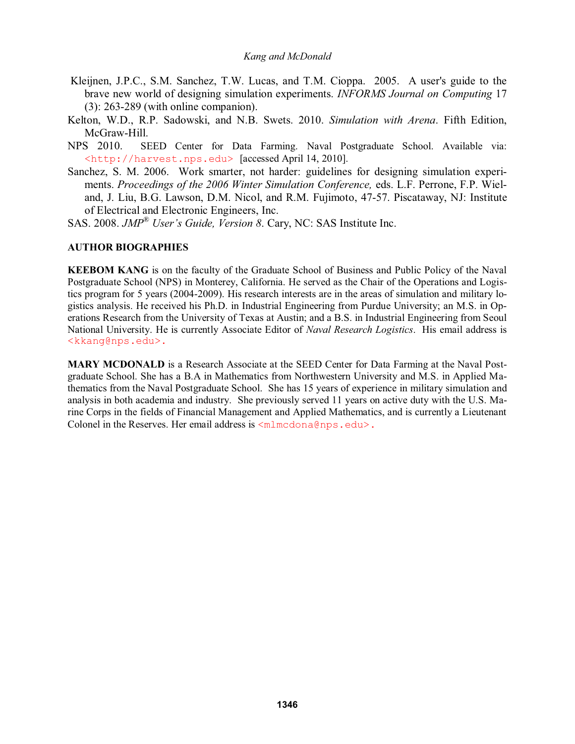Kleijnen, J.P.C., S.M. Sanchez, T.W. Lucas, and T.M. Cioppa. 2005. A user's guide to the brave new world of designing simulation experiments. *INFORMS Journal on Computing* 17 (3): 263-289 (with online companion).

Kelton, W.D., R.P. Sadowski, and N.B. Swets. 2010. *Simulation with Arena*. Fifth Edition, McGraw-Hill.

NPS 2010. SEED Center for Data Farming. Naval Postgraduate School. Available via: <http://harvest.nps.edu> [accessed April 14, 2010].

Sanchez, S. M. 2006. Work smarter, not harder: guidelines for designing simulation experiments. *Proceedings of the 2006 Winter Simulation Conference,* eds. L.F. Perrone, F.P. Wieland, J. Liu, B.G. Lawson, D.M. Nicol, and R.M. Fujimoto, 47-57. Piscataway, NJ: Institute of Electrical and Electronic Engineers, Inc.

SAS. 2008. *JMP® User's Guide, Version 8*. Cary, NC: SAS Institute Inc.

## AUTHOR BIOGRAPHIES

**KEEBOM KANG** is on the faculty of the Graduate School of Business and Public Policy of the Naval Postgraduate School (NPS) in Monterey, California. He served as the Chair of the Operations and Logistics program for 5 years (2004-2009). His research interests are in the areas of simulation and military logistics analysis. He received his Ph.D. in Industrial Engineering from Purdue University; an M.S. in Operations Research from the University of Texas at Austin; and a B.S. in Industrial Engineering from Seoul National University. He is currently Associate Editor of *Naval Research Logistics*. His email address is <kkang@nps.edu>.

**MARY MCDONALD** is a Research Associate at the SEED Center for Data Farming at the Naval Postgraduate School. She has a B.A in Mathematics from Northwestern University and M.S. in Applied Mathematics from the Naval Postgraduate School. She has 15 years of experience in military simulation and analysis in both academia and industry. She previously served 11 years on active duty with the U.S. Marine Corps in the fields of Financial Management and Applied Mathematics, and is currently a Lieutenant Colonel in the Reserves. Her email address is <mlmcdona@nps.edu>.